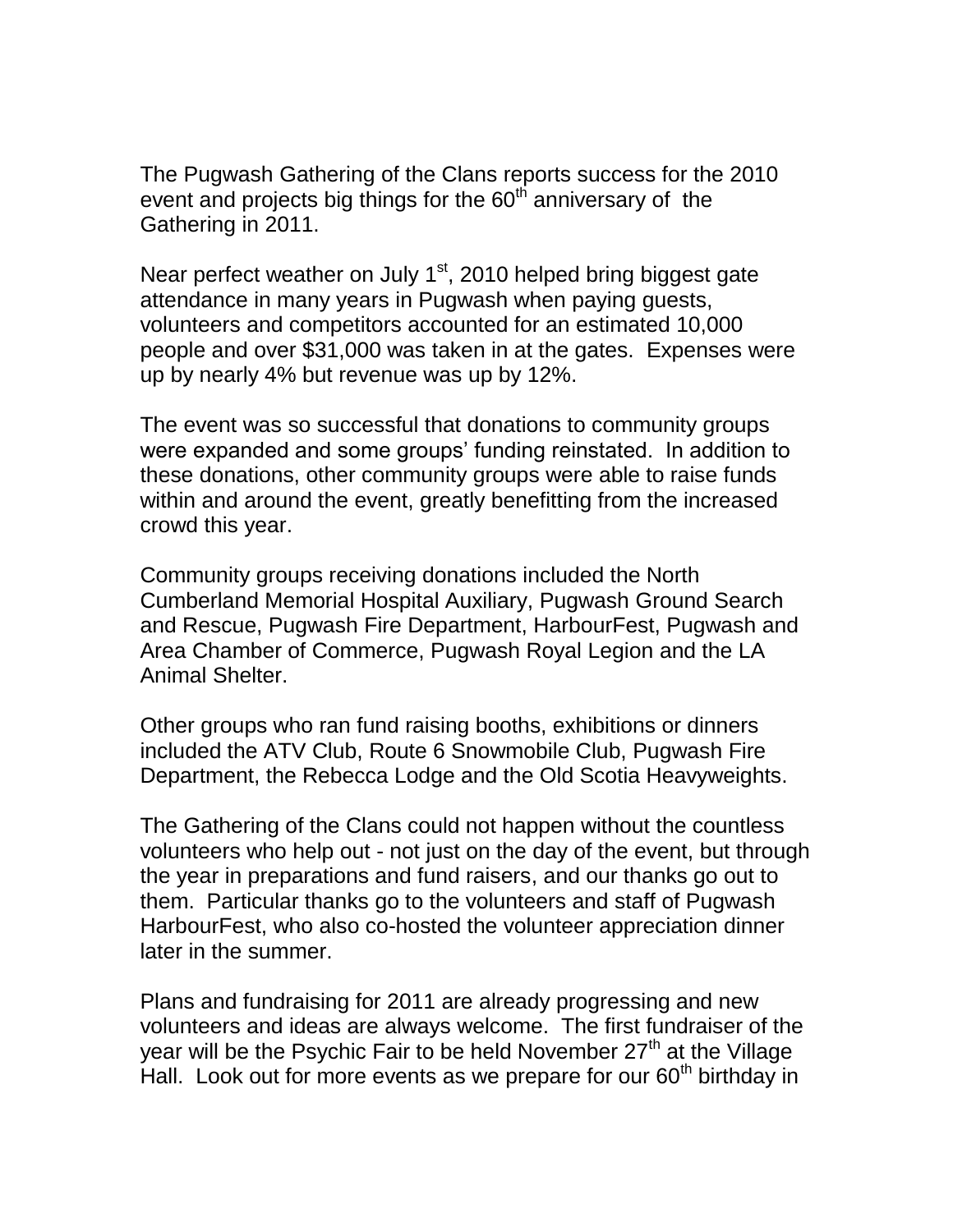The Pugwash Gathering of the Clans reports success for the 2010 event and projects big things for the 60th anniversary of the Gathering in 2011.

Near perfect weather on July 1st, 2010 helped bring biggest gate attendance in many years in Pugwash when paying guests, volunteers and competitors accounted for an estimated 10,000 people and over $31,000 was taken in at the gates. Expenses were up by nearly 4% but revenue was up by 12%.

The event was so successful that donations to community groups were expanded and some groups' funding reinstated. In addition to these donations, other community groups were able to raise funds within and around the event, greatly benefitting from the increased crowd this year.

Community groups receiving donations included the North Cumberland Memorial Hospital Auxiliary, Pugwash Ground Search and Rescue, Pugwash Fire Department, HarbourFest, Pugwash and Area Chamber of Commerce, Pugwash Royal Legion and the LA Animal Shelter.

Other groups who ran fund raising booths, exhibitions or dinners included the ATV Club, Route 6 Snowmobile Club, Pugwash Fire Department, the Rebecca Lodge and the Old Scotia Heavyweights.

The Gathering of the Clans could not happen without the countless volunteers who help out - not just on the day of the event, but through the year in preparations and fund raisers, and our thanks go out to them. Particular thanks go to the volunteers and staff of Pugwash HarbourFest, who also co-hosted the volunteer appreciation dinner later in the summer.

Plans and fundraising for 2011 are already progressing and new volunteers and ideas are always welcome. The first fundraiser of the year will be the Psychic Fair to be held November 27th at the Village Hall. Look out for more events as we prepare for our 60th birthday in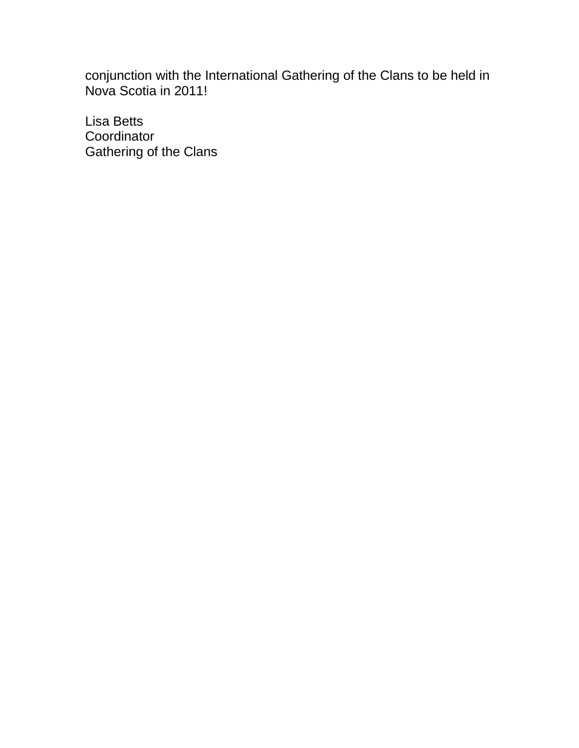conjunction with the International Gathering of the Clans to be held in Nova Scotia in 2011!

Lisa Betts
Coordinator
Gathering of the Clans